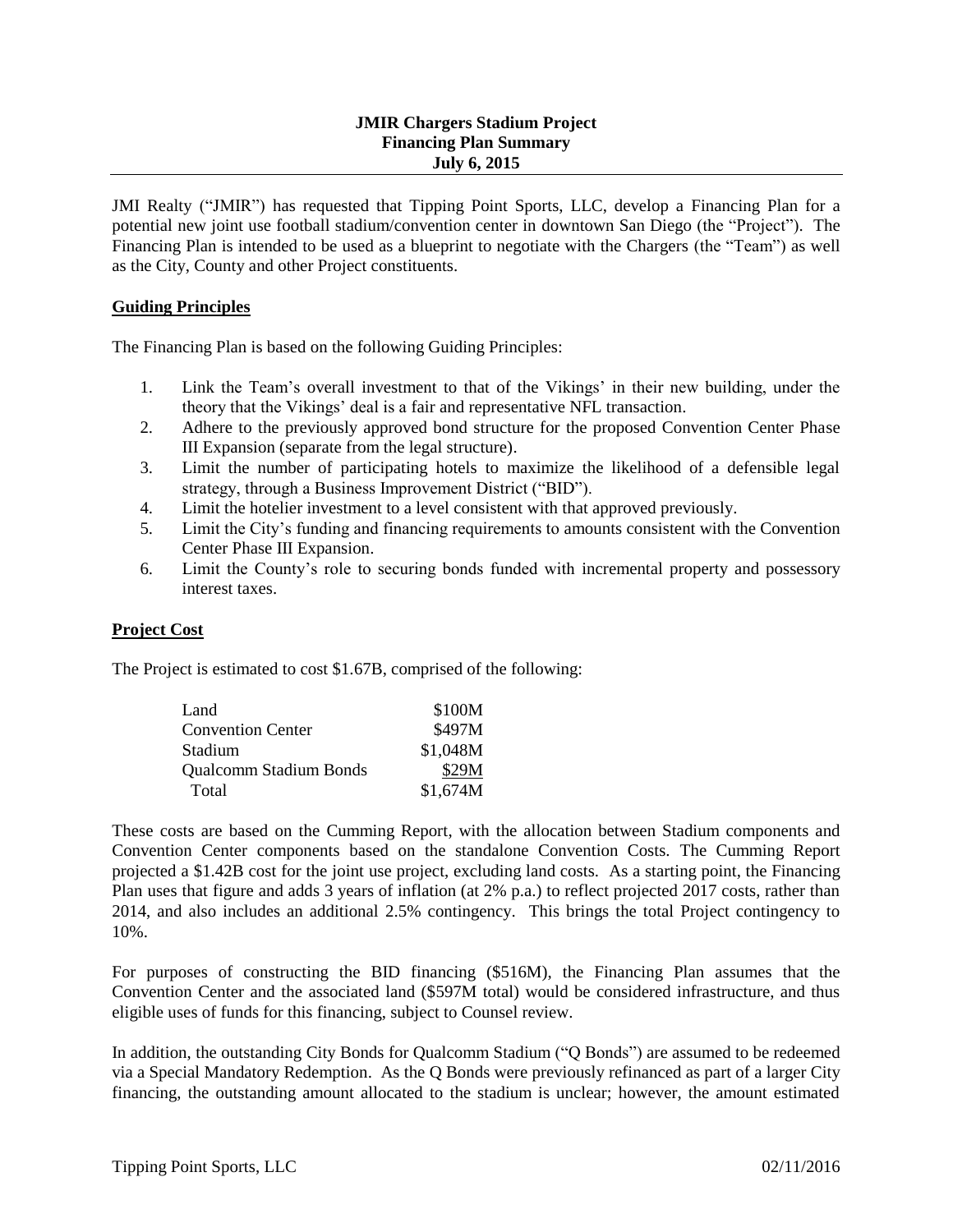# JMIR Chargers Stadium Project
## Financing Plan Summary
### July 6, 2015

JMI Realty ("JMIR") has requested that Tipping Point Sports, LLC, develop a Financing Plan for a potential new joint use football stadium/convention center in downtown San Diego (the "Project"). The Financing Plan is intended to be used as a blueprint to negotiate with the Chargers (the "Team") as well as the City, County and other Project constituents.

## Guiding Principles

The Financing Plan is based on the following Guiding Principles:

1. Link the Team's overall investment to that of the Vikings' in their new building, under the theory that the Vikings' deal is a fair and representative NFL transaction.
2. Adhere to the previously approved bond structure for the proposed Convention Center Phase III Expansion (separate from the legal structure).
3. Limit the number of participating hotels to maximize the likelihood of a defensible legal strategy, through a Business Improvement District ("BID").
4. Limit the hotelier investment to a level consistent with that approved previously.
5. Limit the City's funding and financing requirements to amounts consistent with the Convention Center Phase III Expansion.
6. Limit the County's role to securing bonds funded with incremental property and possessory interest taxes.

## Project Cost

The Project is estimated to cost \$1.67B, comprised of the following:

| | |
|---|---|
| Land | \$100M |
| Convention Center | \$497M |
| Stadium | \$1,048M |
| Qualcomm Stadium Bonds | \$29M |
| Total | \$1,674M |

These costs are based on the Cumming Report, with the allocation between Stadium components and Convention Center components based on the standalone Convention Costs. The Cumming Report projected a \$1.42B cost for the joint use project, excluding land costs. As a starting point, the Financing Plan uses that figure and adds 3 years of inflation (at 2% p.a.) to reflect projected 2017 costs, rather than 2014, and also includes an additional 2.5% contingency. This brings the total Project contingency to 10%.

For purposes of constructing the BID financing (\$516M), the Financing Plan assumes that the Convention Center and the associated land (\$597M total) would be considered infrastructure, and thus eligible uses of funds for this financing, subject to Counsel review.

In addition, the outstanding City Bonds for Qualcomm Stadium ("Q Bonds") are assumed to be redeemed via a Special Mandatory Redemption. As the Q Bonds were previously refinanced as part of a larger City financing, the outstanding amount allocated to the stadium is unclear; however, the amount estimated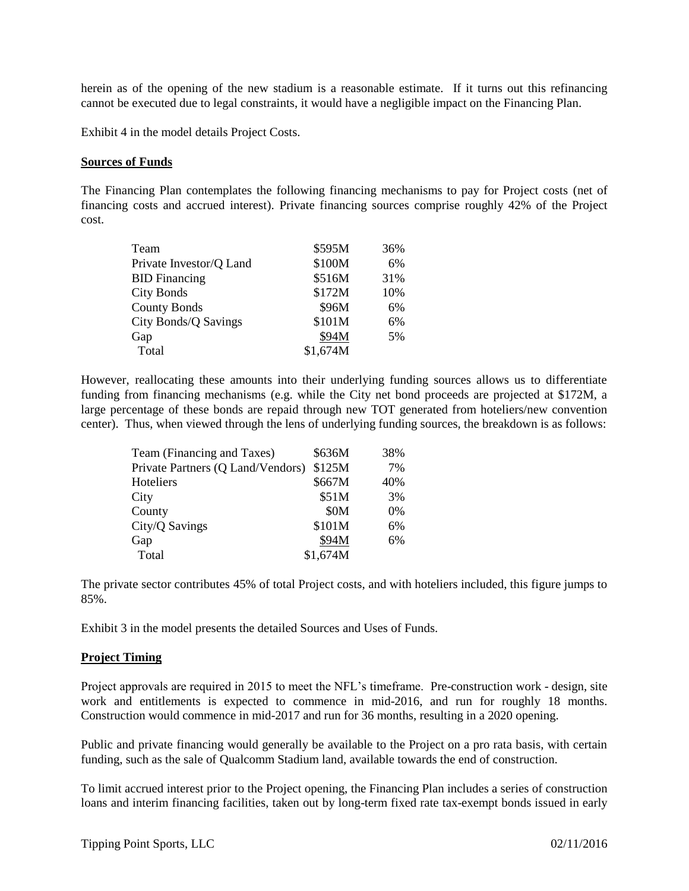herein as of the opening of the new stadium is a reasonable estimate. If it turns out this refinancing cannot be executed due to legal constraints, it would have a negligible impact on the Financing Plan.

Exhibit 4 in the model details Project Costs.

**Sources of Funds**

The Financing Plan contemplates the following financing mechanisms to pay for Project costs (net of financing costs and accrued interest). Private financing sources comprise roughly 42% of the Project cost.

| | | |
|---|---|---|
| Team | \$595M | 36% |
| Private Investor/Q Land | \$100M | 6% |
| BID Financing | \$516M | 31% |
| City Bonds | \$172M | 10% |
| County Bonds | \$96M | 6% |
| City Bonds/Q Savings | \$101M | 6% |
| Gap | \$94M | 5% |
| Total | \$1,674M | |

However, reallocating these amounts into their underlying funding sources allows us to differentiate funding from financing mechanisms (e.g. while the City net bond proceeds are projected at \$172M, a large percentage of these bonds are repaid through new TOT generated from hoteliers/new convention center). Thus, when viewed through the lens of underlying funding sources, the breakdown is as follows:

| | | |
|---|---|---|
| Team (Financing and Taxes) | \$636M | 38% |
| Private Partners (Q Land/Vendors) | \$125M | 7% |
| Hoteliers | \$667M | 40% |
| City | \$51M | 3% |
| County | \$0M | 0% |
| City/Q Savings | \$101M | 6% |
| Gap | \$94M | 6% |
| Total | \$1,674M | |

The private sector contributes 45% of total Project costs, and with hoteliers included, this figure jumps to 85%.

Exhibit 3 in the model presents the detailed Sources and Uses of Funds.

**Project Timing**

Project approvals are required in 2015 to meet the NFL's timeframe. Pre-construction work - design, site work and entitlements is expected to commence in mid-2016, and run for roughly 18 months. Construction would commence in mid-2017 and run for 36 months, resulting in a 2020 opening.

Public and private financing would generally be available to the Project on a pro rata basis, with certain funding, such as the sale of Qualcomm Stadium land, available towards the end of construction.

To limit accrued interest prior to the Project opening, the Financing Plan includes a series of construction loans and interim financing facilities, taken out by long-term fixed rate tax-exempt bonds issued in early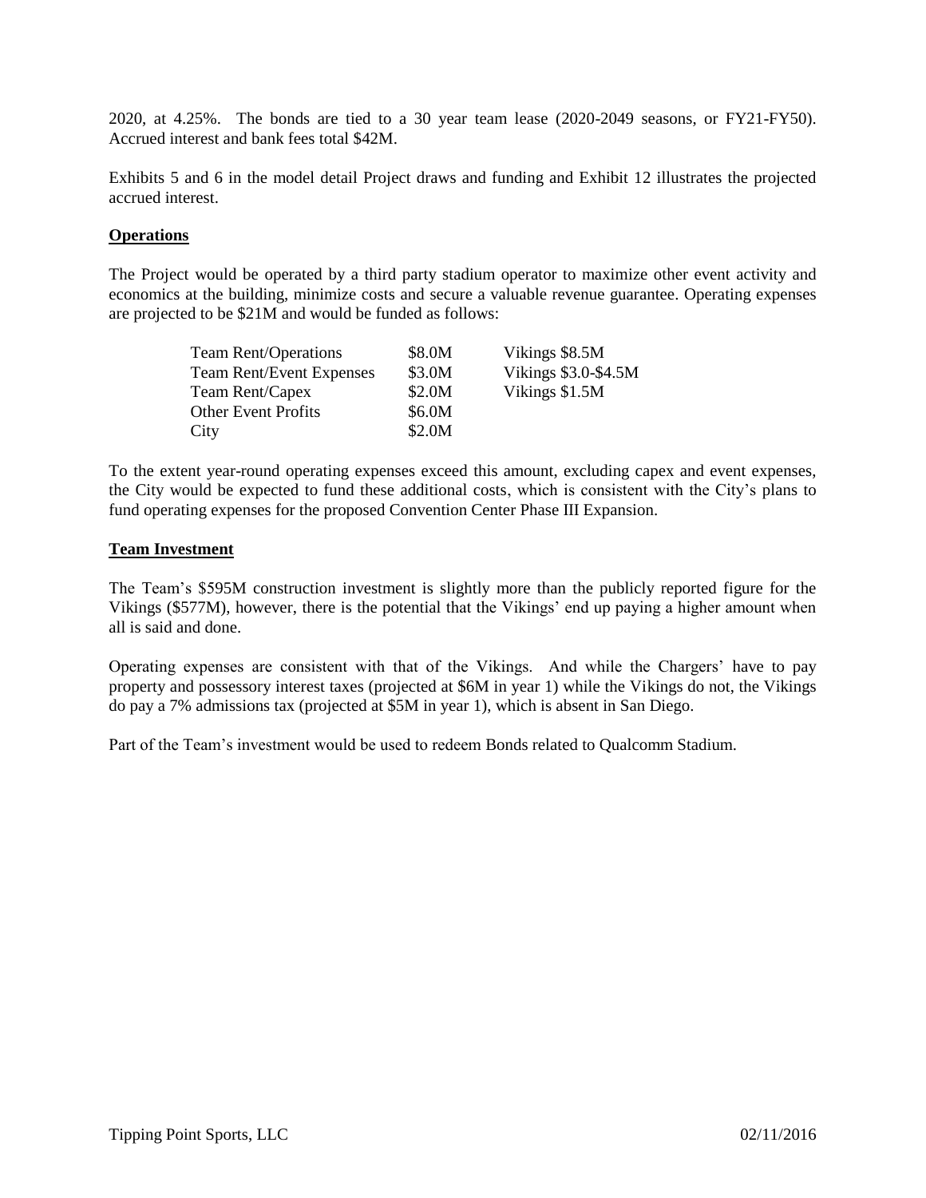2020, at 4.25%. The bonds are tied to a 30 year team lease (2020-2049 seasons, or FY21-FY50). Accrued interest and bank fees total $42M.

Exhibits 5 and 6 in the model detail Project draws and funding and Exhibit 12 illustrates the projected accrued interest.

**Operations**

The Project would be operated by a third party stadium operator to maximize other event activity and economics at the building, minimize costs and secure a valuable revenue guarantee. Operating expenses are projected to be $21M and would be funded as follows:

| | | |
|---|---|---|
| Team Rent/Operations | $8.0M | Vikings $8.5M |
| Team Rent/Event Expenses | $3.0M | Vikings $3.0-$4.5M |
| Team Rent/Capex | $2.0M | Vikings $1.5M |
| Other Event Profits | $6.0M | |
| City | $2.0M | |

To the extent year-round operating expenses exceed this amount, excluding capex and event expenses, the City would be expected to fund these additional costs, which is consistent with the City's plans to fund operating expenses for the proposed Convention Center Phase III Expansion.

**Team Investment**

The Team's $595M construction investment is slightly more than the publicly reported figure for the Vikings ($577M), however, there is the potential that the Vikings' end up paying a higher amount when all is said and done.

Operating expenses are consistent with that of the Vikings. And while the Chargers' have to pay property and possessory interest taxes (projected at $6M in year 1) while the Vikings do not, the Vikings do pay a 7% admissions tax (projected at $5M in year 1), which is absent in San Diego.

Part of the Team's investment would be used to redeem Bonds related to Qualcomm Stadium.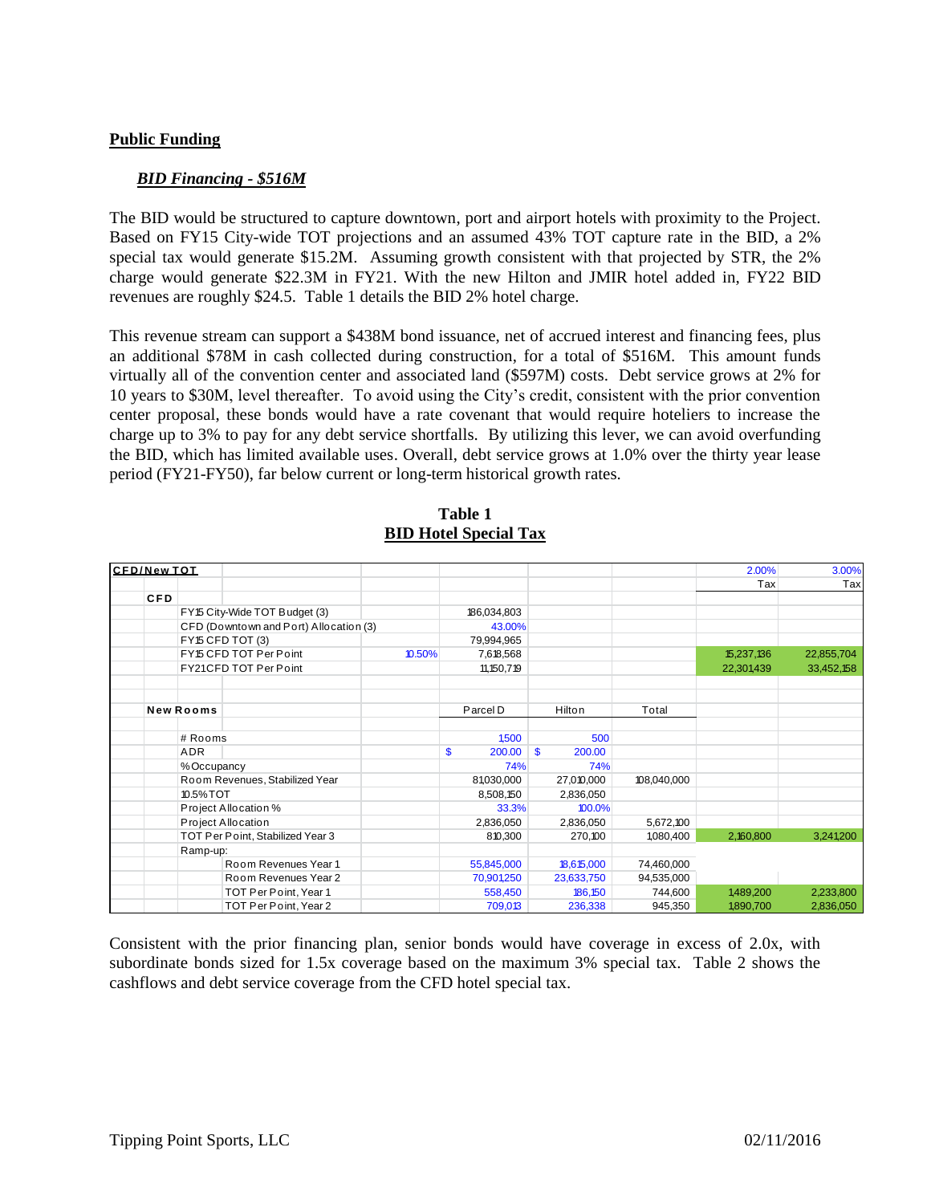**Public Funding**

***BID Financing - $516M***

The BID would be structured to capture downtown, port and airport hotels with proximity to the Project. Based on FY15 City-wide TOT projections and an assumed 43% TOT capture rate in the BID, a 2% special tax would generate $15.2M. Assuming growth consistent with that projected by STR, the 2% charge would generate $22.3M in FY21. With the new Hilton and JMIR hotel added in, FY22 BID revenues are roughly $24.5. Table 1 details the BID 2% hotel charge.

This revenue stream can support a $438M bond issuance, net of accrued interest and financing fees, plus an additional $78M in cash collected during construction, for a total of $516M. This amount funds virtually all of the convention center and associated land ($597M) costs. Debt service grows at 2% for 10 years to $30M, level thereafter. To avoid using the City's credit, consistent with the prior convention center proposal, these bonds would have a rate covenant that would require hoteliers to increase the charge up to 3% to pay for any debt service shortfalls. By utilizing this lever, we can avoid overfunding the BID, which has limited available uses. Overall, debt service grows at 1.0% over the thirty year lease period (FY21-FY50), far below current or long-term historical growth rates.

**Table 1**
**BID Hotel Special Tax**

| CFD/New TOT | | | | | | | 2.00% | 3.00% |
|---|---|---|---|---|---|---|---|---|
| | | | | | | | Tax | Tax |
| CFD | | | | | | | | |
| | FY15 City-Wide TOT Budget (3) | | | 186,034,803 | | | | |
| | CFD (Downtown and Port) Allocation (3) | | | 43.00% | | | | |
| | FY15 CFD TOT (3) | | | 79,994,965 | | | | |
| | FY15 CFD TOT Per Point | | 10.50% | 7,618,568 | | | 15,237,136 | 22,855,704 |
| | FY21 CFD TOT Per Point | | | 11,150,719 | | | 22,301,439 | 33,452,158 |
| | | | | | | | | |
| New Rooms | | | | Parcel D | Hilton | Total | | |
| | # Rooms | | | 1,500 | 500 | | | |
| | ADR | | | $ 200.00 | $ 200.00 | | | |
| | % Occupancy | | | 74% | 74% | | | |
| | Room Revenues, Stabilized Year | | | 81,030,000 | 27,010,000 | 108,040,000 | | |
| | 10.5% TOT | | | 8,508,150 | 2,836,050 | | | |
| | Project Allocation % | | | 33.3% | 100.0% | | | |
| | Project Allocation | | | 2,836,050 | 2,836,050 | 5,672,100 | | |
| | TOT Per Point, Stabilized Year 3 | | | 810,300 | 270,100 | 1,080,400 | 2,160,800 | 3,241,200 |
| | Ramp-up: | | | | | | | |
| | | Room Revenues Year 1 | | 55,845,000 | 18,615,000 | 74,460,000 | | |
| | | Room Revenues Year 2 | | 70,901,250 | 23,633,750 | 94,535,000 | | |
| | | TOT Per Point, Year 1 | | 558,450 | 186,150 | 744,600 | 1,489,200 | 2,233,800 |
| | | TOT Per Point, Year 2 | | 709,013 | 236,338 | 945,350 | 1,890,700 | 2,836,050 |

Consistent with the prior financing plan, senior bonds would have coverage in excess of 2.0x, with subordinate bonds sized for 1.5x coverage based on the maximum 3% special tax. Table 2 shows the cashflows and debt service coverage from the CFD hotel special tax.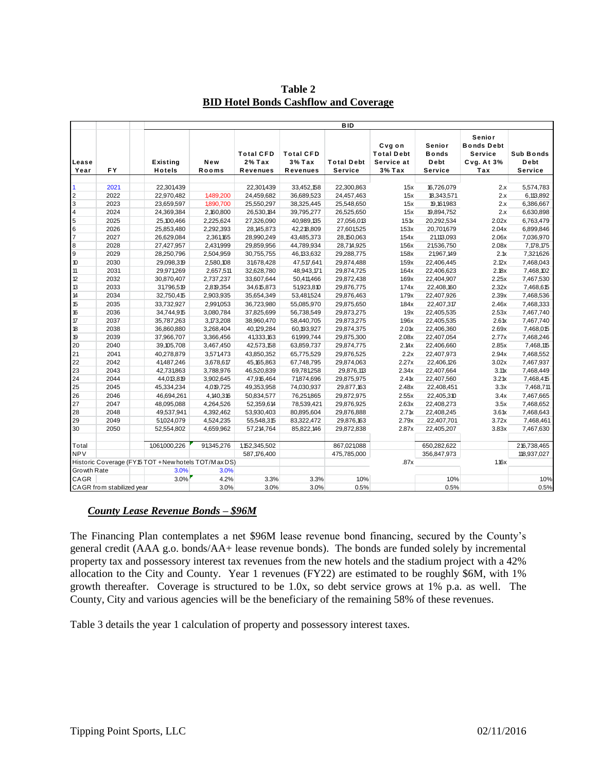**Table 2**
**BID Hotel Bonds Cashflow and Coverage**

| | | BID | | | | | | | | |
|---|---|---|---|---|---|---|---|---|---|---|
| Lease Year | FY | Existing Hotels | New Rooms | Total CFD 2% Tax Revenues | Total CFD 3% Tax Revenues | Total Debt Service | Cvg on Total Debt Service at 3% Tax | Senior Bonds Debt Service | Senior Bonds Debt Service Cvg. At 3% Tax | Sub Bonds Debt Service |
| 1 | 2021 | 22,301,439 | | 22,301,439 | 33,452,158 | 22,300,863 | 1.5x | 16,726,079 | 2.x | 5,574,783 |
| 2 | 2022 | 22,970,482 | 1,489,200 | 24,459,682 | 36,689,523 | 24,457,463 | 1.5x | 18,343,571 | 2.x | 6,113,892 |
| 3 | 2023 | 23,659,597 | 1,890,700 | 25,550,297 | 38,325,445 | 25,548,650 | 1.5x | 19,161,983 | 2.x | 6,386,667 |
| 4 | 2024 | 24,369,384 | 2,160,800 | 26,530,184 | 39,795,277 | 26,525,650 | 1.5x | 19,894,752 | 2.x | 6,630,898 |
| 5 | 2025 | 25,100,466 | 2,225,624 | 27,326,090 | 40,989,135 | 27,056,013 | 1.51x | 20,292,534 | 2.02x | 6,763,479 |
| 6 | 2026 | 25,853,480 | 2,292,393 | 28,145,873 | 42,218,809 | 27,601,525 | 1.53x | 20,701,679 | 2.04x | 6,899,846 |
| 7 | 2027 | 26,629,084 | 2,361,165 | 28,990,249 | 43,485,373 | 28,150,063 | 1.54x | 21,113,093 | 2.06x | 7,036,970 |
| 8 | 2028 | 27,427,957 | 2,431,999 | 29,859,956 | 44,789,934 | 28,714,925 | 1.56x | 21,536,750 | 2.08x | 7,178,175 |
| 9 | 2029 | 28,250,796 | 2,504,959 | 30,755,755 | 46,133,632 | 29,288,775 | 1.58x | 21,967,149 | 2.1x | 7,321,626 |
| 10 | 2030 | 29,098,319 | 2,580,108 | 31,678,428 | 47,517,641 | 29,874,488 | 1.59x | 22,406,445 | 2.12x | 7,468,043 |
| 11 | 2031 | 29,971,269 | 2,657,511 | 32,628,780 | 48,943,171 | 29,874,725 | 1.64x | 22,406,623 | 2.18x | 7,468,102 |
| 12 | 2032 | 30,870,407 | 2,737,237 | 33,607,644 | 50,411,466 | 29,872,438 | 1.69x | 22,404,907 | 2.25x | 7,467,530 |
| 13 | 2033 | 31,796,519 | 2,819,354 | 34,615,873 | 51,923,810 | 29,876,775 | 1.74x | 22,408,160 | 2.32x | 7,468,615 |
| 14 | 2034 | 32,750,415 | 2,903,935 | 35,654,349 | 53,481,524 | 29,876,463 | 1.79x | 22,407,926 | 2.39x | 7,468,536 |
| 15 | 2035 | 33,732,927 | 2,991,053 | 36,723,980 | 55,085,970 | 29,875,650 | 1.84x | 22,407,317 | 2.46x | 7,468,333 |
| 16 | 2036 | 34,744,915 | 3,080,784 | 37,825,699 | 56,738,549 | 29,873,275 | 1.9x | 22,405,535 | 2.53x | 7,467,740 |
| 17 | 2037 | 35,787,263 | 3,173,208 | 38,960,470 | 58,440,705 | 29,873,275 | 1.96x | 22,405,535 | 2.61x | 7,467,740 |
| 18 | 2038 | 36,860,880 | 3,268,404 | 40,129,284 | 60,193,927 | 29,874,375 | 2.01x | 22,406,360 | 2.69x | 7,468,015 |
| 19 | 2039 | 37,966,707 | 3,366,456 | 41,333,163 | 61,999,744 | 29,875,300 | 2.08x | 22,407,054 | 2.77x | 7,468,246 |
| 20 | 2040 | 39,105,708 | 3,467,450 | 42,573,158 | 63,859,737 | 29,874,775 | 2.14x | 22,406,660 | 2.85x | 7,468,115 |
| 21 | 2041 | 40,278,879 | 3,571,473 | 43,850,352 | 65,775,529 | 29,876,525 | 2.2x | 22,407,973 | 2.94x | 7,468,552 |
| 22 | 2042 | 41,487,246 | 3,678,617 | 45,165,863 | 67,748,795 | 29,874,063 | 2.27x | 22,406,126 | 3.02x | 7,467,937 |
| 23 | 2043 | 42,731,863 | 3,788,976 | 46,520,839 | 69,781,258 | 29,876,113 | 2.34x | 22,407,664 | 3.11x | 7,468,449 |
| 24 | 2044 | 44,013,819 | 3,902,645 | 47,916,464 | 71,874,696 | 29,875,975 | 2.41x | 22,407,560 | 3.21x | 7,468,415 |
| 25 | 2045 | 45,334,234 | 4,019,725 | 49,353,958 | 74,030,937 | 29,877,163 | 2.48x | 22,408,451 | 3.3x | 7,468,711 |
| 26 | 2046 | 46,694,261 | 4,140,316 | 50,834,577 | 76,251,865 | 29,872,975 | 2.55x | 22,405,310 | 3.4x | 7,467,665 |
| 27 | 2047 | 48,095,088 | 4,264,526 | 52,359,614 | 78,539,421 | 29,876,925 | 2.63x | 22,408,273 | 3.5x | 7,468,652 |
| 28 | 2048 | 49,537,941 | 4,392,462 | 53,930,403 | 80,895,604 | 29,876,888 | 2.71x | 22,408,245 | 3.61x | 7,468,643 |
| 29 | 2049 | 51,024,079 | 4,524,235 | 55,548,315 | 83,322,472 | 29,876,163 | 2.79x | 22,407,701 | 3.72x | 7,468,461 |
| 30 | 2050 | 52,554,802 | 4,659,962 | 57,214,764 | 85,822,146 | 29,872,838 | 2.87x | 22,405,207 | 3.83x | 7,467,630 |
| Total | | 1,061,000,226 | 91,345,276 | 1,152,345,502 | | 867,021,088 | | 650,282,622 | | 216,738,465 |
| NPV | | | | 587,176,400 | | 475,785,000 | | 356,847,973 | | 118,937,027 |
| Historic Coverage (FY15 TOT + New hotels TOT/Max DS) | | | | | | | .87x | | 1.16x | |
| Growth Rate | | 3.0% | 3.0% | | | | | | | |
| CAGR | | 3.0% | 4.2% | 3.3% | 3.3% | 1.0% | | 1.0% | | 1.0% |
| CAGR from stabilized year | | | 3.0% | 3.0% | 3.0% | 0.5% | | 0.5% | | 0.5% |

***County Lease Revenue Bonds – $96M***

The Financing Plan contemplates a net $96M lease revenue bond financing, secured by the County's general credit (AAA g.o. bonds/AA+ lease revenue bonds). The bonds are funded solely by incremental property tax and possessory interest tax revenues from the new hotels and the stadium project with a 42% allocation to the City and County. Year 1 revenues (FY22) are estimated to be roughly $6M, with 1% growth thereafter. Coverage is structured to be 1.0x, so debt service grows at 1% p.a. as well. The County, City and various agencies will be the beneficiary of the remaining 58% of these revenues.

Table 3 details the year 1 calculation of property and possessory interest taxes.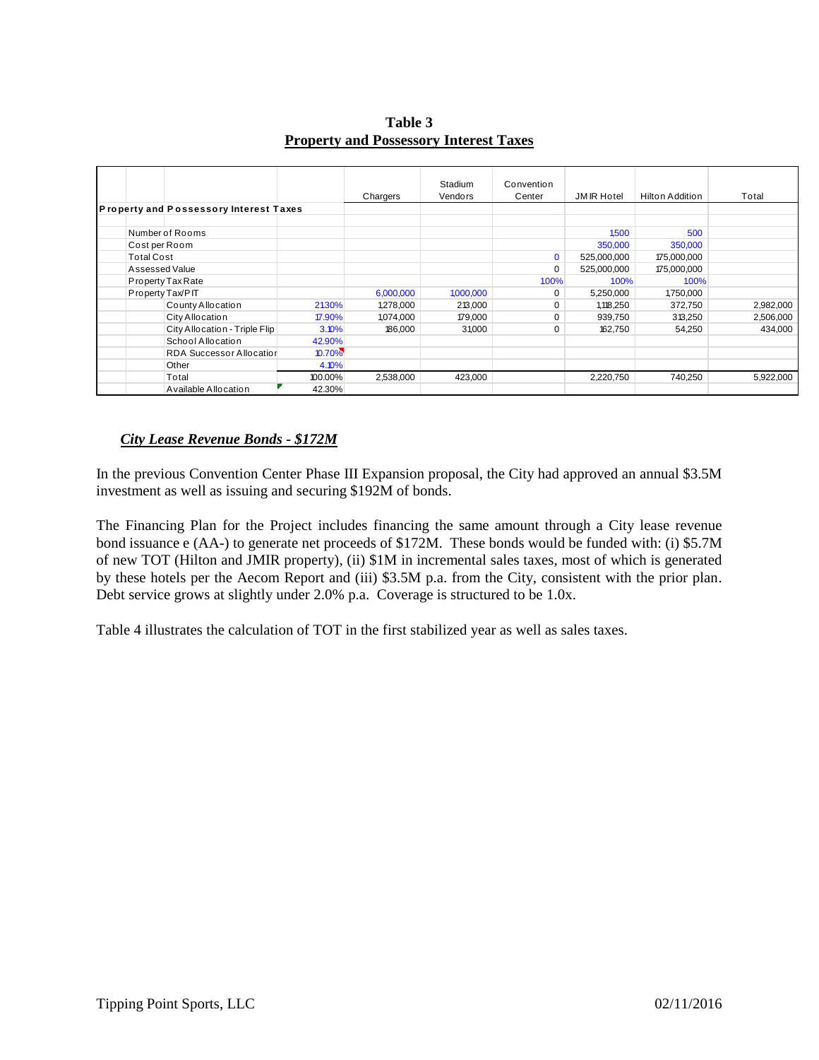**Table 3**
**Property and Possessory Interest Taxes**

| | | | Chargers | Stadium Vendors | Convention Center | JMIR Hotel | Hilton Addition | Total |
|---|---|---|---|---|---|---|---|---|
| **Property and Possessory Interest Taxes** | | | | | | | | |
| | | | | | | | | |
| Number of Rooms | | | | | | 1,500 | 500 | |
| Cost per Room | | | | | | 350,000 | 350,000 | |
| Total Cost | | | | | 0 | 525,000,000 | 175,000,000 | |
| Assessed Value | | | | | 0 | 525,000,000 | 175,000,000 | |
| Property Tax Rate | | | | | 100% | 100% | 100% | |
| Property Tax/PIT | | | 6,000,000 | 1,000,000 | 0 | 5,250,000 | 1,750,000 | |
| | County Allocation | 21.30% | 1,278,000 | 213,000 | 0 | 1,118,250 | 372,750 | 2,982,000 |
| | City Allocation | 17.90% | 1,074,000 | 179,000 | 0 | 939,750 | 313,250 | 2,506,000 |
| | City Allocation - Triple Flip | 3.10% | 186,000 | 31,000 | 0 | 162,750 | 54,250 | 434,000 |
| | School Allocation | 42.90% | | | | | | |
| | RDA Successor Allocation | 10.70% | | | | | | |
| | Other | 4.10% | | | | | | |
| | Total | 100.00% | 2,538,000 | 423,000 | | 2,220,750 | 740,250 | 5,922,000 |
| | Available Allocation | 42.30% | | | | | | |

***City Lease Revenue Bonds - $172M***

In the previous Convention Center Phase III Expansion proposal, the City had approved an annual $3.5M investment as well as issuing and securing $192M of bonds.

The Financing Plan for the Project includes financing the same amount through a City lease revenue bond issuance e (AA-) to generate net proceeds of $172M. These bonds would be funded with: (i) $5.7M of new TOT (Hilton and JMIR property), (ii) $1M in incremental sales taxes, most of which is generated by these hotels per the Aecom Report and (iii) $3.5M p.a. from the City, consistent with the prior plan. Debt service grows at slightly under 2.0% p.a. Coverage is structured to be 1.0x.

Table 4 illustrates the calculation of TOT in the first stabilized year as well as sales taxes.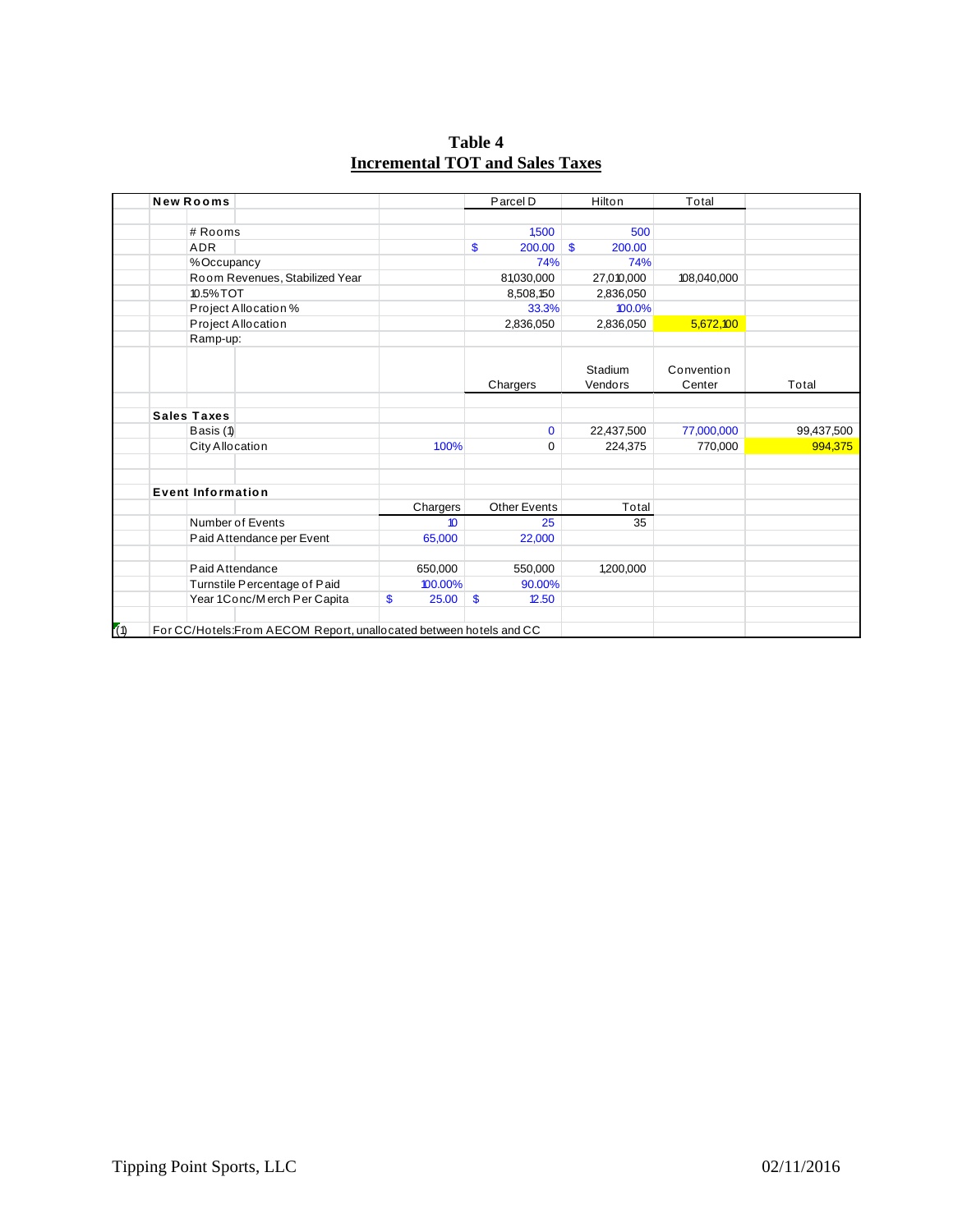# Table 4

## Incremental TOT and Sales Taxes

| New Rooms | | Parcel D | Hilton | Total | |
|---|---|---|---|---|---|
| # Rooms | | 1,500 | 500 | | |
| ADR | | $ 200.00 | $ 200.00 | | |
| % Occupancy | | 74% | 74% | | |
| Room Revenues, Stabilized Year | | 81,030,000 | 27,010,000 | 108,040,000 | |
| 10.5% TOT | | 8,508,150 | 2,836,050 | | |
| Project Allocation % | | 33.3% | 100.0% | | |
| Project Allocation | | 2,836,050 | 2,836,050 | 5,672,100 | |
| Ramp-up: | | | | | |
| | | Chargers | Stadium Vendors | Convention Center | Total |
| **Sales Taxes** | | | | | |
| Basis (1) | | 0 | 22,437,500 | 77,000,000 | 99,437,500 |
| City Allocation | 100% | 0 | 224,375 | 770,000 | 994,375 |
| **Event Information** | | | | | |
| | Chargers | Other Events | Total | | |
| Number of Events | 10 | 25 | 35 | | |
| Paid Attendance per Event | 65,000 | 22,000 | | | |
| Paid Attendance | 650,000 | 550,000 | 1,200,000 | | |
| Turnstile Percentage of Paid | 100.00% | 90.00% | | | |
| Year 1 Conc/Merch Per Capita | $ 25.00 | $ 12.50 | | | |

(1) For CC/Hotels: From AECOM Report, unallocated between hotels and CC

Tipping Point Sports, LLC 02/11/2016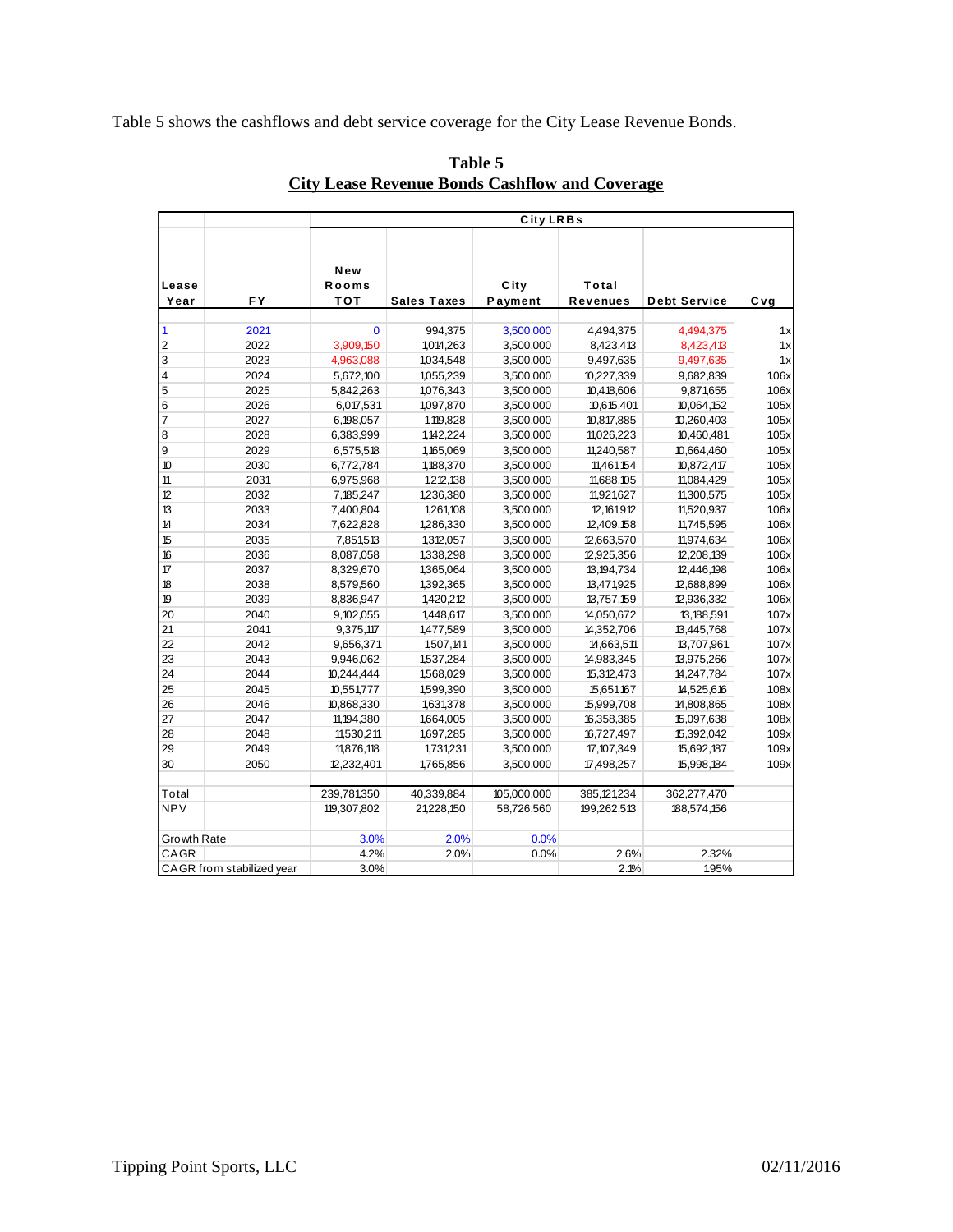Table 5 shows the cashflows and debt service coverage for the City Lease Revenue Bonds.

**Table 5**
**City Lease Revenue Bonds Cashflow and Coverage**

| | | City LRBs | | | | | |
|---|---|---|---|---|---|---|---|
| Lease Year | FY | New Rooms TOT | Sales Taxes | City Payment | Total Revenues | Debt Service | Cvg |
| 1 | 2021 | 0 | 994,375 | 3,500,000 | 4,494,375 | 4,494,375 | 1x |
| 2 | 2022 | 3,909,150 | 1,014,263 | 3,500,000 | 8,423,413 | 8,423,413 | 1x |
| 3 | 2023 | 4,963,088 | 1,034,548 | 3,500,000 | 9,497,635 | 9,497,635 | 1x |
| 4 | 2024 | 5,672,100 | 1,055,239 | 3,500,000 | 10,227,339 | 9,682,839 | 1.06x |
| 5 | 2025 | 5,842,263 | 1,076,343 | 3,500,000 | 10,418,606 | 9,871,655 | 1.06x |
| 6 | 2026 | 6,017,531 | 1,097,870 | 3,500,000 | 10,615,401 | 10,064,152 | 1.05x |
| 7 | 2027 | 6,198,057 | 1,119,828 | 3,500,000 | 10,817,885 | 10,260,403 | 1.05x |
| 8 | 2028 | 6,383,999 | 1,142,224 | 3,500,000 | 11,026,223 | 10,460,481 | 1.05x |
| 9 | 2029 | 6,575,518 | 1,165,069 | 3,500,000 | 11,240,587 | 10,664,460 | 1.05x |
| 10 | 2030 | 6,772,784 | 1,188,370 | 3,500,000 | 11,461,154 | 10,872,417 | 1.05x |
| 11 | 2031 | 6,975,968 | 1,212,138 | 3,500,000 | 11,688,105 | 11,084,429 | 1.05x |
| 12 | 2032 | 7,185,247 | 1,236,380 | 3,500,000 | 11,921,627 | 11,300,575 | 1.05x |
| 13 | 2033 | 7,400,804 | 1,261,108 | 3,500,000 | 12,161,912 | 11,520,937 | 1.06x |
| 14 | 2034 | 7,622,828 | 1,286,330 | 3,500,000 | 12,409,158 | 11,745,595 | 1.06x |
| 15 | 2035 | 7,851,513 | 1,312,057 | 3,500,000 | 12,663,570 | 11,974,634 | 1.06x |
| 16 | 2036 | 8,087,058 | 1,338,298 | 3,500,000 | 12,925,356 | 12,208,139 | 1.06x |
| 17 | 2037 | 8,329,670 | 1,365,064 | 3,500,000 | 13,194,734 | 12,446,198 | 1.06x |
| 18 | 2038 | 8,579,560 | 1,392,365 | 3,500,000 | 13,471,925 | 12,688,899 | 1.06x |
| 19 | 2039 | 8,836,947 | 1,420,212 | 3,500,000 | 13,757,159 | 12,936,332 | 1.06x |
| 20 | 2040 | 9,102,055 | 1,448,617 | 3,500,000 | 14,050,672 | 13,188,591 | 1.07x |
| 21 | 2041 | 9,375,117 | 1,477,589 | 3,500,000 | 14,352,706 | 13,445,768 | 1.07x |
| 22 | 2042 | 9,656,371 | 1,507,141 | 3,500,000 | 14,663,511 | 13,707,961 | 1.07x |
| 23 | 2043 | 9,946,062 | 1,537,284 | 3,500,000 | 14,983,345 | 13,975,266 | 1.07x |
| 24 | 2044 | 10,244,444 | 1,568,029 | 3,500,000 | 15,312,473 | 14,247,784 | 1.07x |
| 25 | 2045 | 10,551,777 | 1,599,390 | 3,500,000 | 15,651,167 | 14,525,616 | 1.08x |
| 26 | 2046 | 10,868,330 | 1,631,378 | 3,500,000 | 15,999,708 | 14,808,865 | 1.08x |
| 27 | 2047 | 11,194,380 | 1,664,005 | 3,500,000 | 16,358,385 | 15,097,638 | 1.08x |
| 28 | 2048 | 11,530,211 | 1,697,285 | 3,500,000 | 16,727,497 | 15,392,042 | 1.09x |
| 29 | 2049 | 11,876,118 | 1,731,231 | 3,500,000 | 17,107,349 | 15,692,187 | 1.09x |
| 30 | 2050 | 12,232,401 | 1,765,856 | 3,500,000 | 17,498,257 | 15,998,184 | 1.09x |
| Total | | 239,781,350 | 40,339,884 | 105,000,000 | 385,121,234 | 362,277,470 | |
| NPV | | 119,307,802 | 21,228,150 | 58,726,560 | 199,262,513 | 188,574,156 | |
| Growth Rate | | 3.0% | 2.0% | 0.0% | | | |
| CAGR | | 4.2% | 2.0% | 0.0% | 2.6% | 2.32% | |
| CAGR from stabilized year | | 3.0% | | | 2.1% | 1.95% | |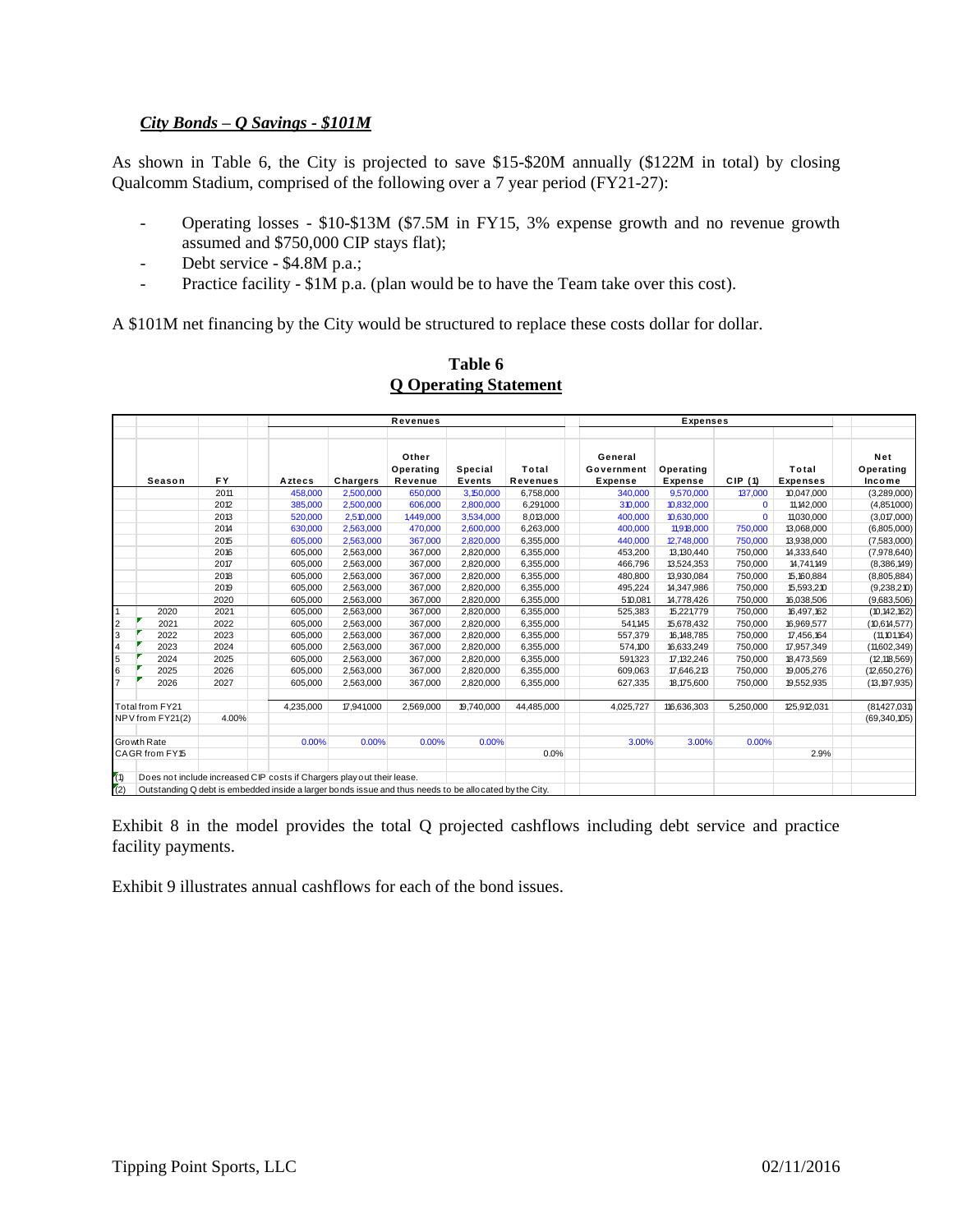### *City Bonds – Q Savings - $101M*

As shown in Table 6, the City is projected to save $15-$20M annually ($122M in total) by closing Qualcomm Stadium, comprised of the following over a 7 year period (FY21-27):

- Operating losses - $10-$13M ($7.5M in FY15, 3% expense growth and no revenue growth assumed and $750,000 CIP stays flat);
- Debt service - $4.8M p.a.;
- Practice facility - $1M p.a. (plan would be to have the Team take over this cost).

A $101M net financing by the City would be structured to replace these costs dollar for dollar.

**Table 6**
**Q Operating Statement**

| | Season | FY | Revenues | | | | | Expenses | | | | Net Operating Income |
|---|---|---|---|---|---|---|---|---|---|---|---|---|
| | | | Aztecs | Chargers | Other Operating Revenue | Special Events | Total Revenues | General Government Expense | Operating Expense | CIP (1) | Total Expenses | |
| | | 2011 | 458,000 | 2,500,000 | 650,000 | 3,150,000 | 6,758,000 | 340,000 | 9,570,000 | 137,000 | 10,047,000 | (3,289,000) |
| | | 2012 | 385,000 | 2,500,000 | 606,000 | 2,800,000 | 6,291,000 | 310,000 | 10,832,000 | 0 | 11,142,000 | (4,851,000) |
| | | 2013 | 520,000 | 2,510,000 | 1,449,000 | 3,534,000 | 8,013,000 | 400,000 | 10,630,000 | 0 | 11,030,000 | (3,017,000) |
| | | 2014 | 630,000 | 2,563,000 | 470,000 | 2,600,000 | 6,263,000 | 400,000 | 11,918,000 | 750,000 | 13,068,000 | (6,805,000) |
| | | 2015 | 605,000 | 2,563,000 | 367,000 | 2,820,000 | 6,355,000 | 440,000 | 12,748,000 | 750,000 | 13,938,000 | (7,583,000) |
| | | 2016 | 605,000 | 2,563,000 | 367,000 | 2,820,000 | 6,355,000 | 453,200 | 13,130,440 | 750,000 | 14,333,640 | (7,978,640) |
| | | 2017 | 605,000 | 2,563,000 | 367,000 | 2,820,000 | 6,355,000 | 466,796 | 13,524,353 | 750,000 | 14,741,149 | (8,386,149) |
| | | 2018 | 605,000 | 2,563,000 | 367,000 | 2,820,000 | 6,355,000 | 480,800 | 13,930,084 | 750,000 | 15,160,884 | (8,805,884) |
| | | 2019 | 605,000 | 2,563,000 | 367,000 | 2,820,000 | 6,355,000 | 495,224 | 14,347,986 | 750,000 | 15,593,210 | (9,238,210) |
| | | 2020 | 605,000 | 2,563,000 | 367,000 | 2,820,000 | 6,355,000 | 510,081 | 14,778,426 | 750,000 | 16,038,506 | (9,683,506) |
| 1 | 2020 | 2021 | 605,000 | 2,563,000 | 367,000 | 2,820,000 | 6,355,000 | 525,383 | 15,221,779 | 750,000 | 16,497,162 | (10,142,162) |
| 2 | 2021 | 2022 | 605,000 | 2,563,000 | 367,000 | 2,820,000 | 6,355,000 | 541,145 | 15,678,432 | 750,000 | 16,969,577 | (10,614,577) |
| 3 | 2022 | 2023 | 605,000 | 2,563,000 | 367,000 | 2,820,000 | 6,355,000 | 557,379 | 16,148,785 | 750,000 | 17,456,164 | (11,101,164) |
| 4 | 2023 | 2024 | 605,000 | 2,563,000 | 367,000 | 2,820,000 | 6,355,000 | 574,100 | 16,633,249 | 750,000 | 17,957,349 | (11,602,349) |
| 5 | 2024 | 2025 | 605,000 | 2,563,000 | 367,000 | 2,820,000 | 6,355,000 | 591,323 | 17,132,246 | 750,000 | 18,473,569 | (12,118,569) |
| 6 | 2025 | 2026 | 605,000 | 2,563,000 | 367,000 | 2,820,000 | 6,355,000 | 609,063 | 17,646,213 | 750,000 | 19,005,276 | (12,650,276) |
| 7 | 2026 | 2027 | 605,000 | 2,563,000 | 367,000 | 2,820,000 | 6,355,000 | 627,335 | 18,175,600 | 750,000 | 19,552,935 | (13,197,935) |
| Total from FY21 | | | 4,235,000 | 17,941,000 | 2,569,000 | 19,740,000 | 44,485,000 | 4,025,727 | 116,636,303 | 5,250,000 | 125,912,031 | (81,427,031) |
| NPV from FY21(2) | | 4.00% | | | | | | | | | | (69,340,105) |
| Growth Rate | | | 0.00% | 0.00% | 0.00% | 0.00% | | 3.00% | 3.00% | 0.00% | | |
| CAGR from FY15 | | | | | | | 0.0% | | | | 2.9% | |

(1) Does not include increased CIP costs if Chargers play out their lease.
(2) Outstanding Q debt is embedded inside a larger bonds issue and thus needs to be allocated by the City.

Exhibit 8 in the model provides the total Q projected cashflows including debt service and practice facility payments.

Exhibit 9 illustrates annual cashflows for each of the bond issues.